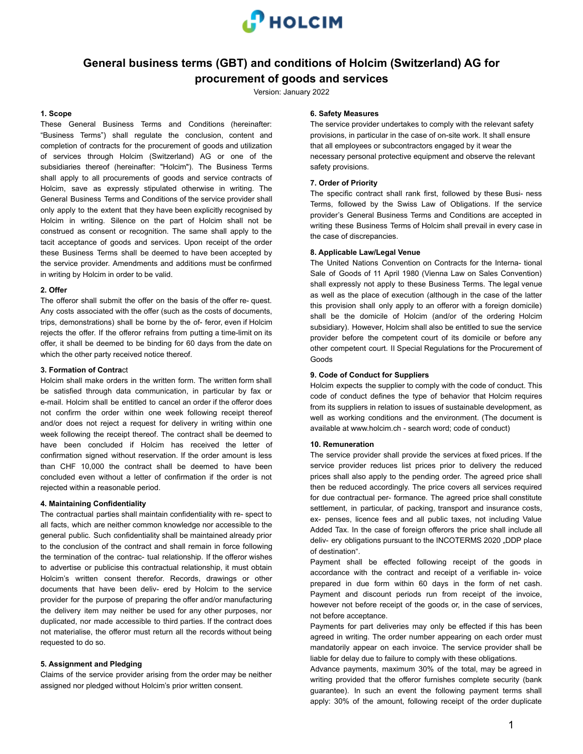# General business terms (GBT) and conditions of Holcim (Switzerland) AG for procurement of goods and services

Version: January 2022

### 1. Scope

These General Business Terms and Conditions (hereinafter: “Business Terms”) shall regulate the conclusion, content and completion of contracts for the procurement of goods and utilization of services through Holcim (Switzerland) AG or one of the subsidiaries thereof (hereinafter: "Holcim"). The Business Terms shall apply to all procurements of goods and service contracts of Holcim, save as expressly stipulated otherwise in writing. The General Business Terms and Conditions of the service provider shall only apply to the extent that they have been explicitly recognised by Holcim in writing. Silence on the part of Holcim shall not be construed as consent or recognition. The same shall apply to the tacit acceptance of goods and services. Upon receipt of the order these Business Terms shall be deemed to have been accepted by the service provider. Amendments and additions must be confirmed in writing by Holcim in order to be valid.

### 2. Offer

The offeror shall submit the offer on the basis of the offer re- quest. Any costs associated with the offer (such as the costs of documents, trips, demonstrations) shall be borne by the of- feror, even if Holcim rejects the offer. If the offeror refrains from putting a time-limit on its offer, it shall be deemed to be binding for 60 days from the date on which the other party received notice thereof.

### 3. Formation of Contract

Holcim shall make orders in the written form. The written form shall be satisfied through data communication, in particular by fax or e-mail. Holcim shall be entitled to cancel an order if the offeror does not confirm the order within one week following receipt thereof and/or does not reject a request for delivery in writing within one week following the receipt thereof. The contract shall be deemed to have been concluded if Holcim has received the letter of confirmation signed without reservation. If the order amount is less than CHF 10,000 the contract shall be deemed to have been concluded even without a letter of confirmation if the order is not rejected within a reasonable period.

### 4. Maintaining Confidentiality

The contractual parties shall maintain confidentiality with re- spect to all facts, which are neither common knowledge nor accessible to the general public. Such confidentiality shall be maintained already prior to the conclusion of the contract and shall remain in force following the termination of the contrac- tual relationship. If the offeror wishes to advertise or publicise this contractual relationship, it must obtain Holcim’s written consent therefor. Records, drawings or other documents that have been deliv- ered by Holcim to the service provider for the purpose of preparing the offer and/or manufacturing the delivery item may neither be used for any other purposes, nor duplicated, nor made accessible to third parties. If the contract does not materialise, the offeror must return all the records without being requested to do so.

### 5. Assignment and Pledging

Claims of the service provider arising from the order may be neither assigned nor pledged without Holcim’s prior written consent.

### 6. Safety Measures

The service provider undertakes to comply with the relevant safety provisions, in particular in the case of on-site work. It shall ensure that all employees or subcontractors engaged by it wear the necessary personal protective equipment and observe the relevant safety provisions.

### 7. Order of Priority

The specific contract shall rank first, followed by these Busi- ness Terms, followed by the Swiss Law of Obligations. If the service provider’s General Business Terms and Conditions are accepted in writing these Business Terms of Holcim shall prevail in every case in the case of discrepancies.

### 8. Applicable Law/Legal Venue

The United Nations Convention on Contracts for the Interna- tional Sale of Goods of 11 April 1980 (Vienna Law on Sales Convention) shall expressly not apply to these Business Terms. The legal venue as well as the place of execution (although in the case of the latter this provision shall only apply to an offeror with a foreign domicile) shall be the domicile of Holcim (and/or of the ordering Holcim subsidiary). However, Holcim shall also be entitled to sue the service provider before the competent court of its domicile or before any other competent court. II Special Regulations for the Procurement of Goods

### 9. Code of Conduct for Suppliers

Holcim expects the supplier to comply with the code of conduct. This code of conduct defines the type of behavior that Holcim requires from its suppliers in relation to issues of sustainable development, as well as working conditions and the environment. (The document is available at www.holcim.ch - search word; code of conduct)

### 10. Remuneration

The service provider shall provide the services at fixed prices. If the service provider reduces list prices prior to delivery the reduced prices shall also apply to the pending order. The agreed price shall then be reduced accordingly. The price covers all services required for due contractual per- formance. The agreed price shall constitute settlement, in particular, of packing, transport and insurance costs, ex- penses, licence fees and all public taxes, not including Value Added Tax. In the case of foreign offerors the price shall include all deliv- ery obligations pursuant to the INCOTERMS 2020 „DDP place of destination“.

Payment shall be effected following receipt of the goods in accordance with the contract and receipt of a verifiable in- voice prepared in due form within 60 days in the form of net cash. Payment and discount periods run from receipt of the invoice, however not before receipt of the goods or, in the case of services, not before acceptance.

Payments for part deliveries may only be effected if this has been agreed in writing. The order number appearing on each order must mandatorily appear on each invoice. The service provider shall be liable for delay due to failure to comply with these obligations.

Advance payments, maximum 30% of the total, may be agreed in writing provided that the offeror furnishes complete security (bank guarantee). In such an event the following payment terms shall apply: 30% of the amount, following receipt of the order duplicate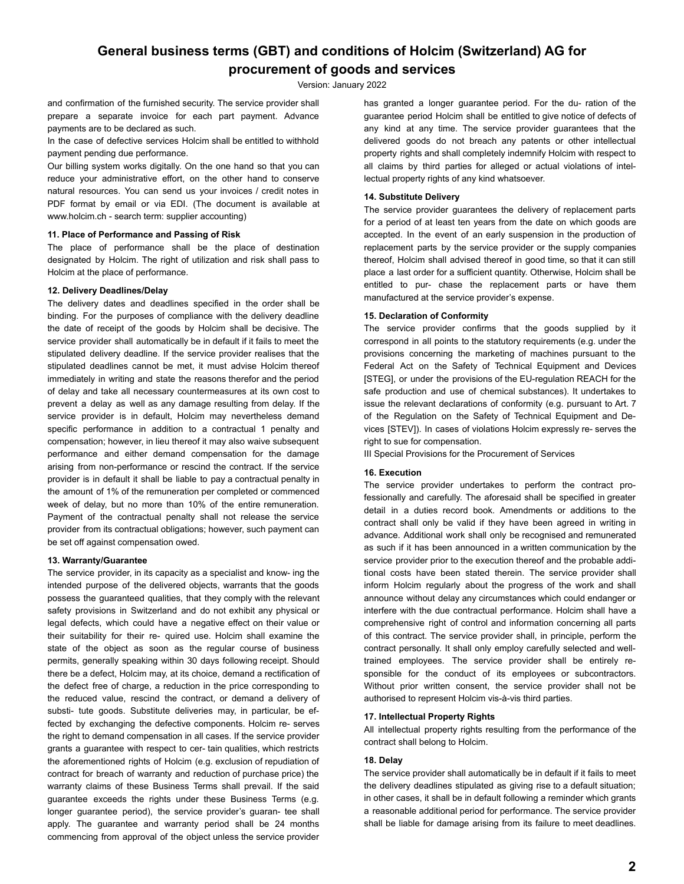and confirmation of the furnished security. The service provider shall prepare a separate invoice for each part payment. Advance payments are to be declared as such.

In the case of defective services Holcim shall be entitled to withhold payment pending due performance.

Our billing system works digitally. On the one hand so that you can reduce your administrative effort, on the other hand to conserve natural resources. You can send us your invoices / credit notes in PDF format by email or via EDI. (The document is available at www.holcim.ch - search term: supplier accounting)

**11. Place of Performance and Passing of Risk**

The place of performance shall be the place of destination designated by Holcim. The right of utilization and risk shall pass to Holcim at the place of performance.

**12. Delivery Deadlines/Delay**

The delivery dates and deadlines specified in the order shall be binding. For the purposes of compliance with the delivery deadline the date of receipt of the goods by Holcim shall be decisive. The service provider shall automatically be in default if it fails to meet the stipulated delivery deadline. If the service provider realises that the stipulated deadlines cannot be met, it must advise Holcim thereof immediately in writing and state the reasons therefor and the period of delay and take all necessary countermeasures at its own cost to prevent a delay as well as any damage resulting from delay. If the service provider is in default, Holcim may nevertheless demand specific performance in addition to a contractual 1 penalty and compensation; however, in lieu thereof it may also waive subsequent performance and either demand compensation for the damage arising from non-performance or rescind the contract. If the service provider is in default it shall be liable to pay a contractual penalty in the amount of 1% of the remuneration per completed or commenced week of delay, but no more than 10% of the entire remuneration. Payment of the contractual penalty shall not release the service provider from its contractual obligations; however, such payment can be set off against compensation owed.

**13. Warranty/Guarantee**

The service provider, in its capacity as a specialist and know- ing the intended purpose of the delivered objects, warrants that the goods possess the guaranteed qualities, that they comply with the relevant safety provisions in Switzerland and do not exhibit any physical or legal defects, which could have a negative effect on their value or their suitability for their re- quired use. Holcim shall examine the state of the object as soon as the regular course of business permits, generally speaking within 30 days following receipt. Should there be a defect, Holcim may, at its choice, demand a rectification of the defect free of charge, a reduction in the price corresponding to the reduced value, rescind the contract, or demand a delivery of substi- tute goods. Substitute deliveries may, in particular, be ef- fected by exchanging the defective components. Holcim re- serves the right to demand compensation in all cases. If the service provider grants a guarantee with respect to cer- tain qualities, which restricts the aforementioned rights of Holcim (e.g. exclusion of repudiation of contract for breach of warranty and reduction of purchase price) the warranty claims of these Business Terms shall prevail. If the said guarantee exceeds the rights under these Business Terms (e.g. longer guarantee period), the service provider's guaran- tee shall apply. The guarantee and warranty period shall be 24 months commencing from approval of the object unless the service provider has granted a longer guarantee period. For the du- ration of the guarantee period Holcim shall be entitled to give notice of defects of any kind at any time. The service provider guarantees that the delivered goods do not breach any patents or other intellectual property rights and shall completely indemnify Holcim with respect to all claims by third parties for alleged or actual violations of intel- lectual property rights of any kind whatsoever.

**14. Substitute Delivery**

The service provider guarantees the delivery of replacement parts for a period of at least ten years from the date on which goods are accepted. In the event of an early suspension in the production of replacement parts by the service provider or the supply companies thereof, Holcim shall advised thereof in good time, so that it can still place a last order for a sufficient quantity. Otherwise, Holcim shall be entitled to pur- chase the replacement parts or have them manufactured at the service provider's expense.

**15. Declaration of Conformity**

The service provider confirms that the goods supplied by it correspond in all points to the statutory requirements (e.g. under the provisions concerning the marketing of machines pursuant to the Federal Act on the Safety of Technical Equipment and Devices [STEG], or under the provisions of the EU-regulation REACH for the safe production and use of chemical substances). It undertakes to issue the relevant declarations of conformity (e.g. pursuant to Art. 7 of the Regulation on the Safety of Technical Equipment and De- vices [STEV]). In cases of violations Holcim expressly re- serves the right to sue for compensation.

III Special Provisions for the Procurement of Services

**16. Execution**

The service provider undertakes to perform the contract pro- fessionally and carefully. The aforesaid shall be specified in greater detail in a duties record book. Amendments or additions to the contract shall only be valid if they have been agreed in writing in advance. Additional work shall only be recognised and remunerated as such if it has been announced in a written communication by the service provider prior to the execution thereof and the probable addi- tional costs have been stated therein. The service provider shall inform Holcim regularly about the progress of the work and shall announce without delay any circumstances which could endanger or interfere with the due contractual performance. Holcim shall have a comprehensive right of control and information concerning all parts of this contract. The service provider shall, in principle, perform the contract personally. It shall only employ carefully selected and well- trained employees. The service provider shall be entirely re- sponsible for the conduct of its employees or subcontractors. Without prior written consent, the service provider shall not be authorised to represent Holcim vis-à-vis third parties.

**17. Intellectual Property Rights**

All intellectual property rights resulting from the performance of the contract shall belong to Holcim.

**18. Delay**

The service provider shall automatically be in default if it fails to meet the delivery deadlines stipulated as giving rise to a default situation; in other cases, it shall be in default following a reminder which grants a reasonable additional period for performance. The service provider shall be liable for damage arising from its failure to meet deadlines.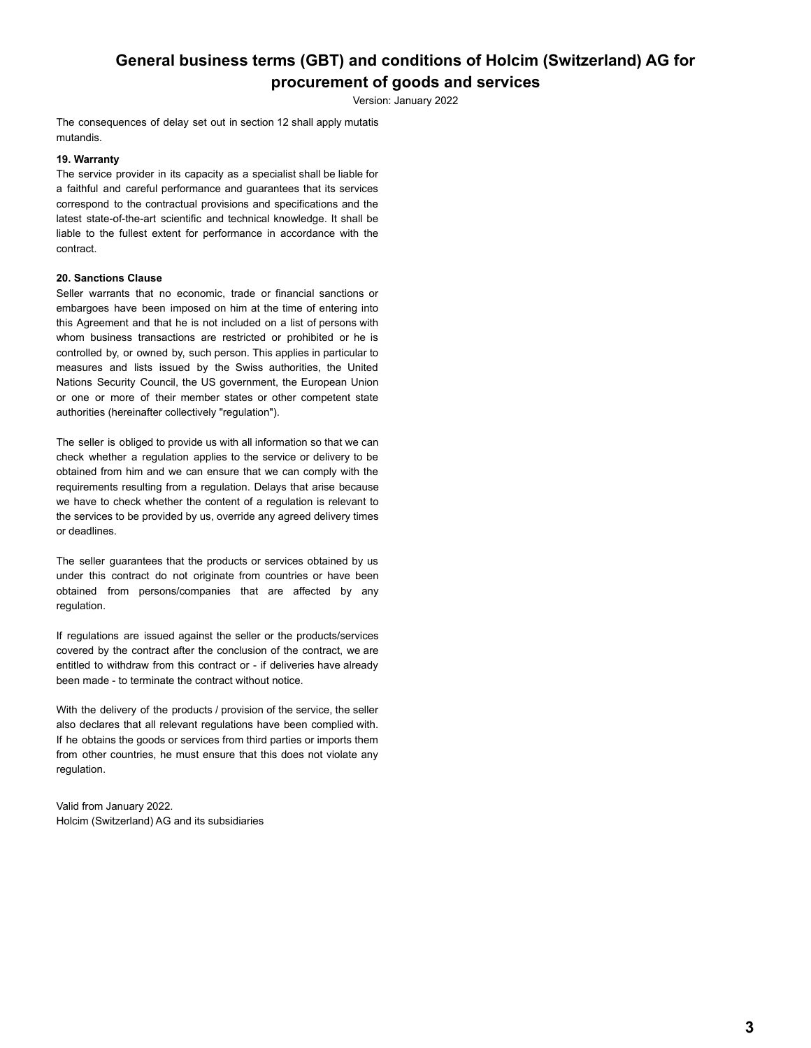The consequences of delay set out in section 12 shall apply mutatis mutandis.

**19. Warranty**

The service provider in its capacity as a specialist shall be liable for a faithful and careful performance and guarantees that its services correspond to the contractual provisions and specifications and the latest state-of-the-art scientific and technical knowledge. It shall be liable to the fullest extent for performance in accordance with the contract.

**20. Sanctions Clause**

Seller warrants that no economic, trade or financial sanctions or embargoes have been imposed on him at the time of entering into this Agreement and that he is not included on a list of persons with whom business transactions are restricted or prohibited or he is controlled by, or owned by, such person. This applies in particular to measures and lists issued by the Swiss authorities, the United Nations Security Council, the US government, the European Union or one or more of their member states or other competent state authorities (hereinafter collectively "regulation").

The seller is obliged to provide us with all information so that we can check whether a regulation applies to the service or delivery to be obtained from him and we can ensure that we can comply with the requirements resulting from a regulation. Delays that arise because we have to check whether the content of a regulation is relevant to the services to be provided by us, override any agreed delivery times or deadlines.

The seller guarantees that the products or services obtained by us under this contract do not originate from countries or have been obtained from persons/companies that are affected by any regulation.

If regulations are issued against the seller or the products/services covered by the contract after the conclusion of the contract, we are entitled to withdraw from this contract or - if deliveries have already been made - to terminate the contract without notice.

With the delivery of the products / provision of the service, the seller also declares that all relevant regulations have been complied with. If he obtains the goods or services from third parties or imports them from other countries, he must ensure that this does not violate any regulation.

Valid from January 2022.
Holcim (Switzerland) AG and its subsidiaries